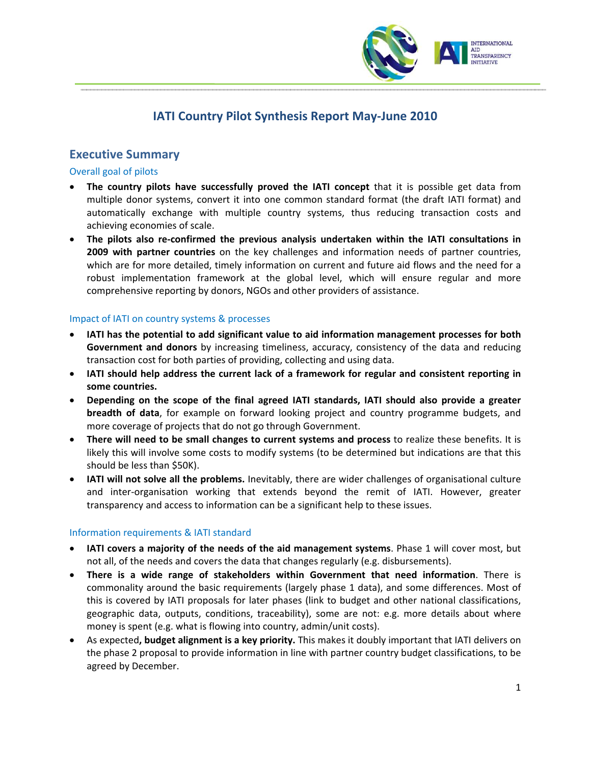# IATI Country Pilot Synthesis Report May-June 2010

## Executive Summary

### Overall goal of pilots

- **The country pilots have successfully proved the IATI concept** that it is possible get data from multiple donor systems, convert it into one common standard format (the draft IATI format) and automatically exchange with multiple country systems, thus reducing transaction costs and achieving economies of scale.
- **The pilots also re-confirmed the previous analysis undertaken within the IATI consultations in 2009 with partner countries** on the key challenges and information needs of partner countries, which are for more detailed, timely information on current and future aid flows and the need for a robust implementation framework at the global level, which will ensure regular and more comprehensive reporting by donors, NGOs and other providers of assistance.

### Impact of IATI on country systems & processes

- **IATI has the potential to add significant value to aid information management processes for both Government and donors** by increasing timeliness, accuracy, consistency of the data and reducing transaction cost for both parties of providing, collecting and using data.
- **IATI should help address the current lack of a framework for regular and consistent reporting in some countries.**
- **Depending on the scope of the final agreed IATI standards, IATI should also provide a greater breadth of data**, for example on forward looking project and country programme budgets, and more coverage of projects that do not go through Government.
- **There will need to be small changes to current systems and process** to realize these benefits. It is likely this will involve some costs to modify systems (to be determined but indications are that this should be less than $50K).
- **IATI will not solve all the problems.** Inevitably, there are wider challenges of organisational culture and inter-organisation working that extends beyond the remit of IATI. However, greater transparency and access to information can be a significant help to these issues.

### Information requirements & IATI standard

- **IATI covers a majority of the needs of the aid management systems**. Phase 1 will cover most, but not all, of the needs and covers the data that changes regularly (e.g. disbursements).
- **There is a wide range of stakeholders within Government that need information**. There is commonality around the basic requirements (largely phase 1 data), and some differences. Most of this is covered by IATI proposals for later phases (link to budget and other national classifications, geographic data, outputs, conditions, traceability), some are not: e.g. more details about where money is spent (e.g. what is flowing into country, admin/unit costs).
- As expected**, budget alignment is a key priority.** This makes it doubly important that IATI delivers on the phase 2 proposal to provide information in line with partner country budget classifications, to be agreed by December.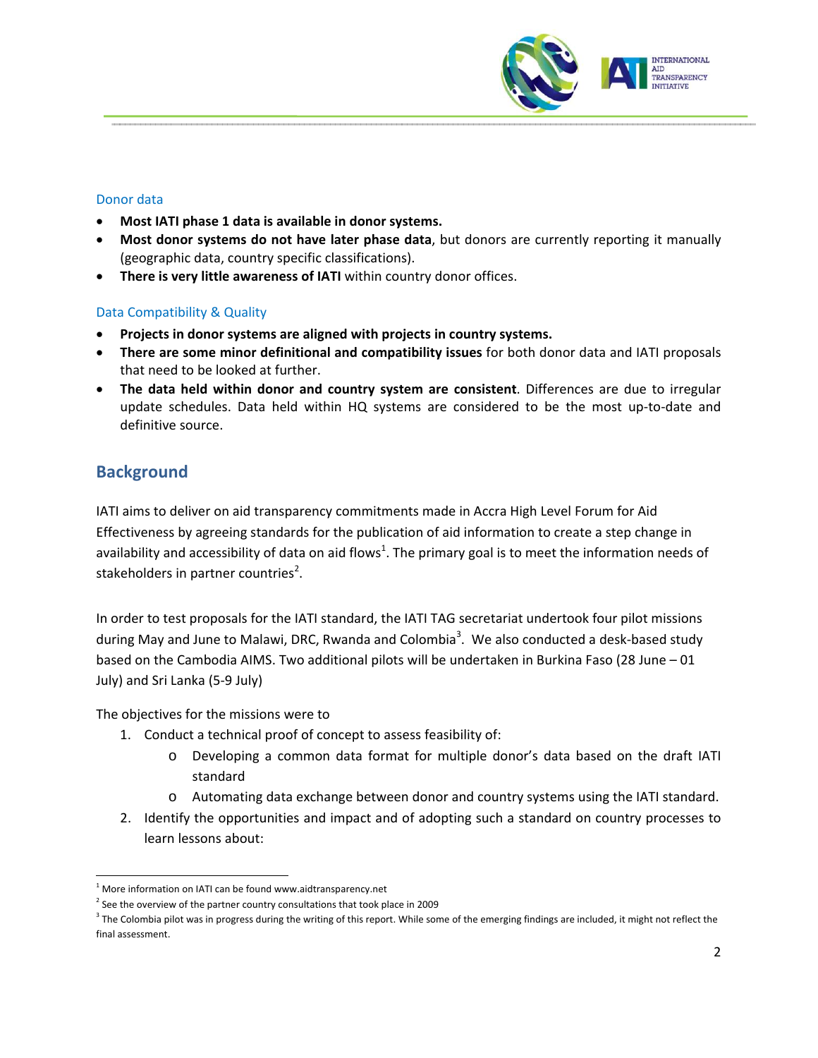### Donor data

- **Most IATI phase 1 data is available in donor systems.**
- **Most donor systems do not have later phase data**, but donors are currently reporting it manually (geographic data, country specific classifications).
- **There is very little awareness of IATI** within country donor offices.

### Data Compatibility & Quality

- **Projects in donor systems are aligned with projects in country systems.**
- **There are some minor definitional and compatibility issues** for both donor data and IATI proposals that need to be looked at further.
- **The data held within donor and country system are consistent**. Differences are due to irregular update schedules. Data held within HQ systems are considered to be the most up-to-date and definitive source.

## Background

IATI aims to deliver on aid transparency commitments made in Accra High Level Forum for Aid Effectiveness by agreeing standards for the publication of aid information to create a step change in availability and accessibility of data on aid flows[1]. The primary goal is to meet the information needs of stakeholders in partner countries[2].

In order to test proposals for the IATI standard, the IATI TAG secretariat undertook four pilot missions during May and June to Malawi, DRC, Rwanda and Colombia[3]. We also conducted a desk-based study based on the Cambodia AIMS. Two additional pilots will be undertaken in Burkina Faso (28 June – 01 July) and Sri Lanka (5-9 July)

The objectives for the missions were to

1. Conduct a technical proof of concept to assess feasibility of:
   - Developing a common data format for multiple donor's data based on the draft IATI standard
   - Automating data exchange between donor and country systems using the IATI standard.
2. Identify the opportunities and impact and of adopting such a standard on country processes to learn lessons about:

---

[1] More information on IATI can be found www.aidtransparency.net

[2] See the overview of the partner country consultations that took place in 2009

[3] The Colombia pilot was in progress during the writing of this report. While some of the emerging findings are included, it might not reflect the final assessment.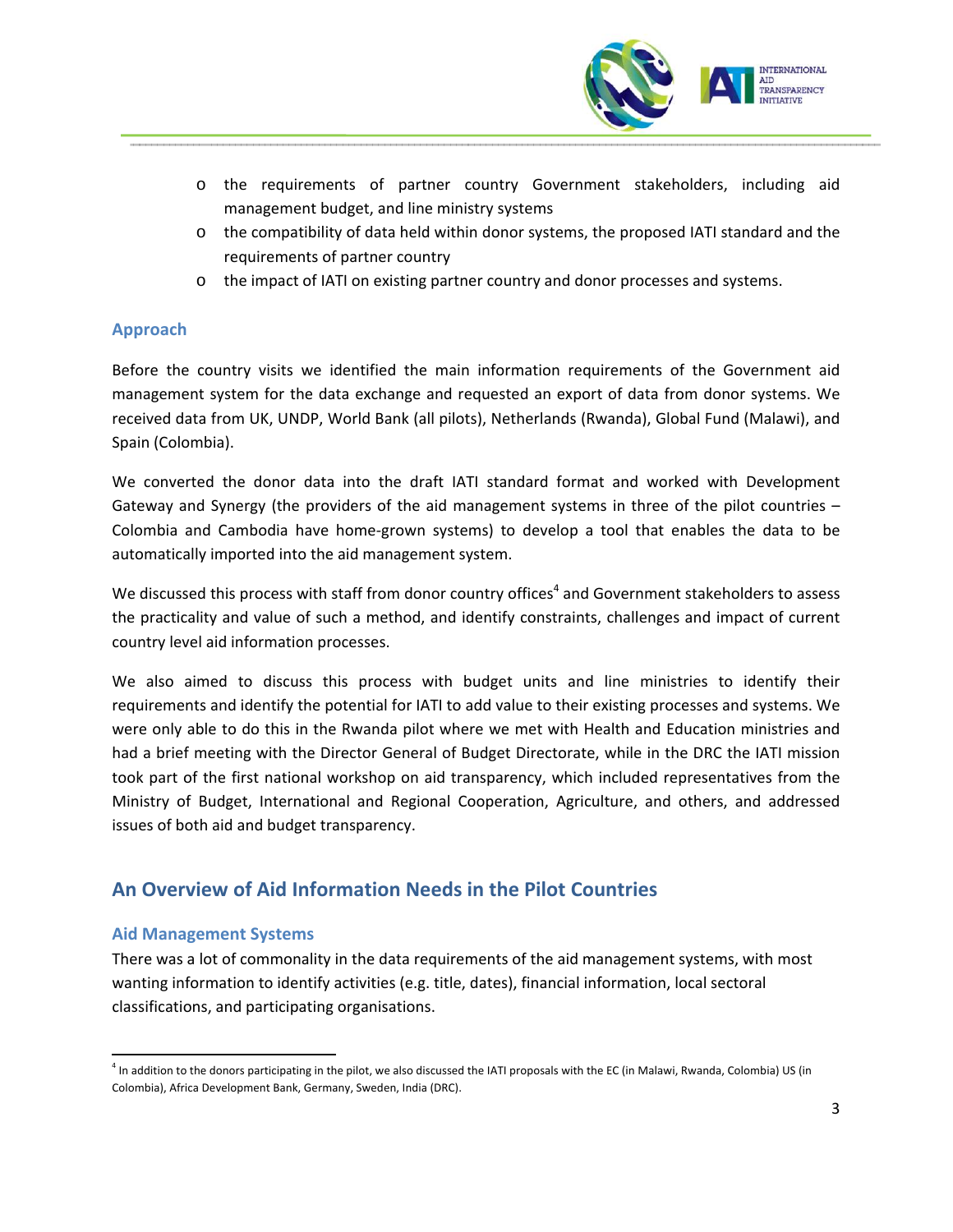- the requirements of partner country Government stakeholders, including aid management budget, and line ministry systems
- the compatibility of data held within donor systems, the proposed IATI standard and the requirements of partner country
- the impact of IATI on existing partner country and donor processes and systems.

### Approach

Before the country visits we identified the main information requirements of the Government aid management system for the data exchange and requested an export of data from donor systems. We received data from UK, UNDP, World Bank (all pilots), Netherlands (Rwanda), Global Fund (Malawi), and Spain (Colombia).

We converted the donor data into the draft IATI standard format and worked with Development Gateway and Synergy (the providers of the aid management systems in three of the pilot countries – Colombia and Cambodia have home-grown systems) to develop a tool that enables the data to be automatically imported into the aid management system.

We discussed this process with staff from donor country offices[4] and Government stakeholders to assess the practicality and value of such a method, and identify constraints, challenges and impact of current country level aid information processes.

We also aimed to discuss this process with budget units and line ministries to identify their requirements and identify the potential for IATI to add value to their existing processes and systems. We were only able to do this in the Rwanda pilot where we met with Health and Education ministries and had a brief meeting with the Director General of Budget Directorate, while in the DRC the IATI mission took part of the first national workshop on aid transparency, which included representatives from the Ministry of Budget, International and Regional Cooperation, Agriculture, and others, and addressed issues of both aid and budget transparency.

## An Overview of Aid Information Needs in the Pilot Countries

### Aid Management Systems

There was a lot of commonality in the data requirements of the aid management systems, with most wanting information to identify activities (e.g. title, dates), financial information, local sectoral classifications, and participating organisations.

---

[4] In addition to the donors participating in the pilot, we also discussed the IATI proposals with the EC (in Malawi, Rwanda, Colombia) US (in Colombia), Africa Development Bank, Germany, Sweden, India (DRC).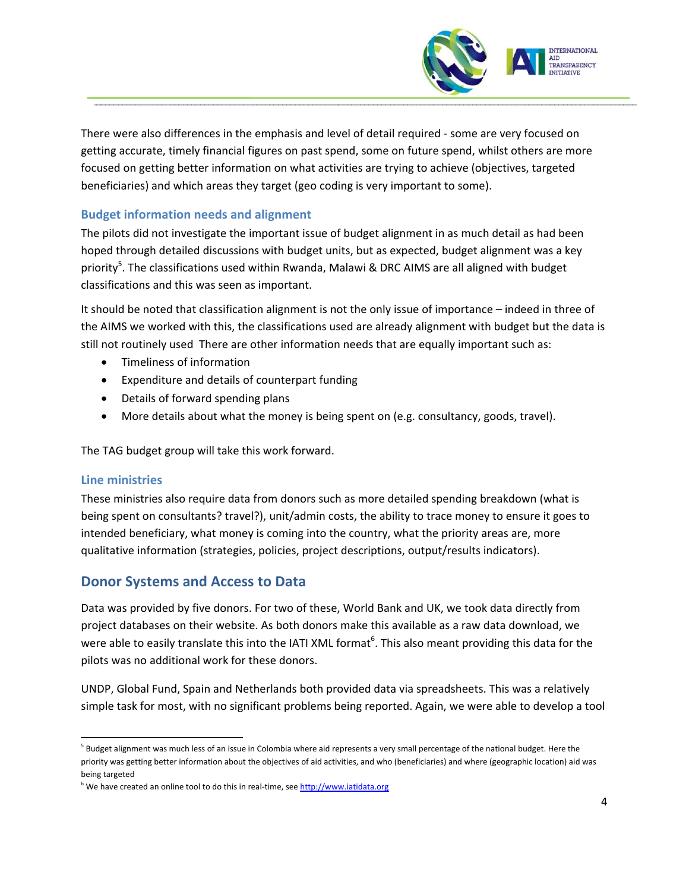There were also differences in the emphasis and level of detail required - some are very focused on getting accurate, timely financial figures on past spend, some on future spend, whilst others are more focused on getting better information on what activities are trying to achieve (objectives, targeted beneficiaries) and which areas they target (geo coding is very important to some).

### Budget information needs and alignment

The pilots did not investigate the important issue of budget alignment in as much detail as had been hoped through detailed discussions with budget units, but as expected, budget alignment was a key priority[5]. The classifications used within Rwanda, Malawi & DRC AIMS are all aligned with budget classifications and this was seen as important.

It should be noted that classification alignment is not the only issue of importance – indeed in three of the AIMS we worked with this, the classifications used are already alignment with budget but the data is still not routinely used There are other information needs that are equally important such as:

- Timeliness of information
- Expenditure and details of counterpart funding
- Details of forward spending plans
- More details about what the money is being spent on (e.g. consultancy, goods, travel).

The TAG budget group will take this work forward.

### Line ministries

These ministries also require data from donors such as more detailed spending breakdown (what is being spent on consultants? travel?), unit/admin costs, the ability to trace money to ensure it goes to intended beneficiary, what money is coming into the country, what the priority areas are, more qualitative information (strategies, policies, project descriptions, output/results indicators).

## Donor Systems and Access to Data

Data was provided by five donors. For two of these, World Bank and UK, we took data directly from project databases on their website. As both donors make this available as a raw data download, we were able to easily translate this into the IATI XML format[6]. This also meant providing this data for the pilots was no additional work for these donors.

UNDP, Global Fund, Spain and Netherlands both provided data via spreadsheets. This was a relatively simple task for most, with no significant problems being reported. Again, we were able to develop a tool

---

[5] Budget alignment was much less of an issue in Colombia where aid represents a very small percentage of the national budget. Here the priority was getting better information about the objectives of aid activities, and who (beneficiaries) and where (geographic location) aid was being targeted

[6] We have created an online tool to do this in real-time, see http://www.iatidata.org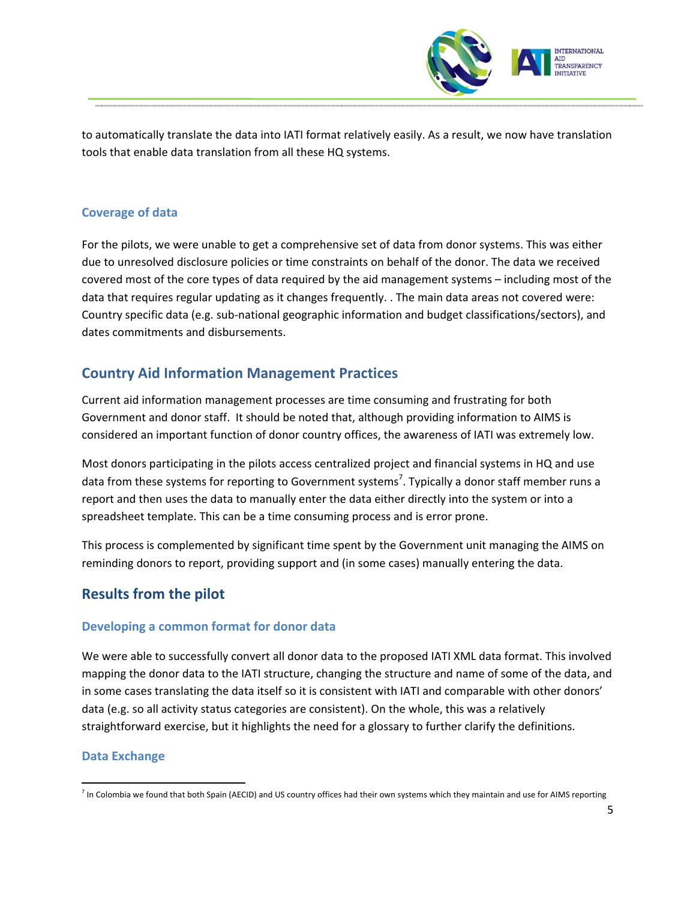to automatically translate the data into IATI format relatively easily. As a result, we now have translation tools that enable data translation from all these HQ systems.

### Coverage of data

For the pilots, we were unable to get a comprehensive set of data from donor systems. This was either due to unresolved disclosure policies or time constraints on behalf of the donor. The data we received covered most of the core types of data required by the aid management systems – including most of the data that requires regular updating as it changes frequently. . The main data areas not covered were: Country specific data (e.g. sub-national geographic information and budget classifications/sectors), and dates commitments and disbursements.

## Country Aid Information Management Practices

Current aid information management processes are time consuming and frustrating for both Government and donor staff. It should be noted that, although providing information to AIMS is considered an important function of donor country offices, the awareness of IATI was extremely low.

Most donors participating in the pilots access centralized project and financial systems in HQ and use data from these systems for reporting to Government systems[7]. Typically a donor staff member runs a report and then uses the data to manually enter the data either directly into the system or into a spreadsheet template. This can be a time consuming process and is error prone.

This process is complemented by significant time spent by the Government unit managing the AIMS on reminding donors to report, providing support and (in some cases) manually entering the data.

## Results from the pilot

### Developing a common format for donor data

We were able to successfully convert all donor data to the proposed IATI XML data format. This involved mapping the donor data to the IATI structure, changing the structure and name of some of the data, and in some cases translating the data itself so it is consistent with IATI and comparable with other donors' data (e.g. so all activity status categories are consistent). On the whole, this was a relatively straightforward exercise, but it highlights the need for a glossary to further clarify the definitions.

### Data Exchange

[7] In Colombia we found that both Spain (AECID) and US country offices had their own systems which they maintain and use for AIMS reporting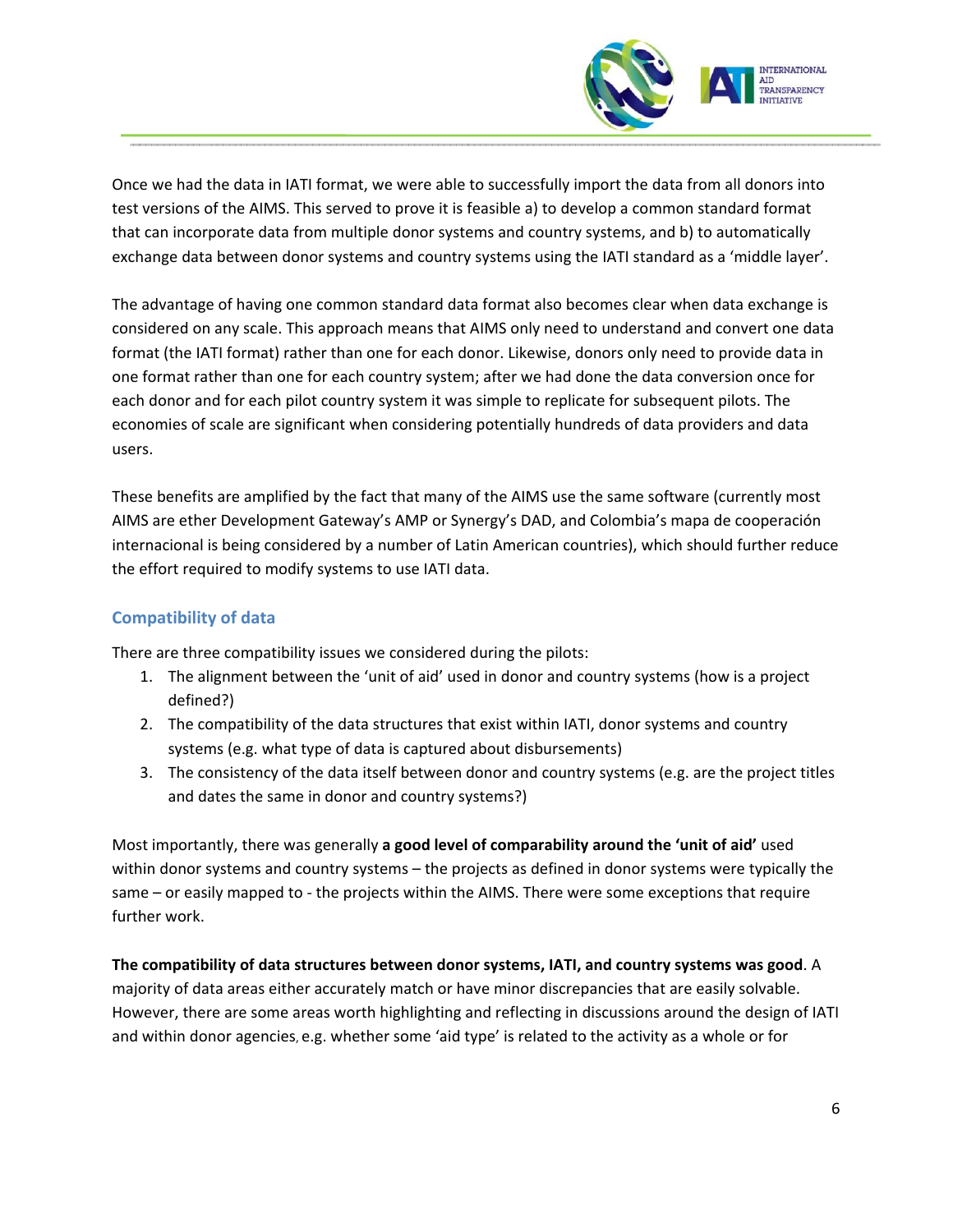Once we had the data in IATI format, we were able to successfully import the data from all donors into test versions of the AIMS. This served to prove it is feasible a) to develop a common standard format that can incorporate data from multiple donor systems and country systems, and b) to automatically exchange data between donor systems and country systems using the IATI standard as a 'middle layer'.

The advantage of having one common standard data format also becomes clear when data exchange is considered on any scale. This approach means that AIMS only need to understand and convert one data format (the IATI format) rather than one for each donor. Likewise, donors only need to provide data in one format rather than one for each country system; after we had done the data conversion once for each donor and for each pilot country system it was simple to replicate for subsequent pilots. The economies of scale are significant when considering potentially hundreds of data providers and data users.

These benefits are amplified by the fact that many of the AIMS use the same software (currently most AIMS are ether Development Gateway's AMP or Synergy's DAD, and Colombia's mapa de cooperación internacional is being considered by a number of Latin American countries), which should further reduce the effort required to modify systems to use IATI data.

### Compatibility of data

There are three compatibility issues we considered during the pilots:

1. The alignment between the 'unit of aid' used in donor and country systems (how is a project defined?)
2. The compatibility of the data structures that exist within IATI, donor systems and country systems (e.g. what type of data is captured about disbursements)
3. The consistency of the data itself between donor and country systems (e.g. are the project titles and dates the same in donor and country systems?)

Most importantly, there was generally **a good level of comparability around the 'unit of aid'** used within donor systems and country systems – the projects as defined in donor systems were typically the same – or easily mapped to - the projects within the AIMS. There were some exceptions that require further work.

**The compatibility of data structures between donor systems, IATI, and country systems was good**. A majority of data areas either accurately match or have minor discrepancies that are easily solvable. However, there are some areas worth highlighting and reflecting in discussions around the design of IATI and within donor agencies, e.g. whether some 'aid type' is related to the activity as a whole or for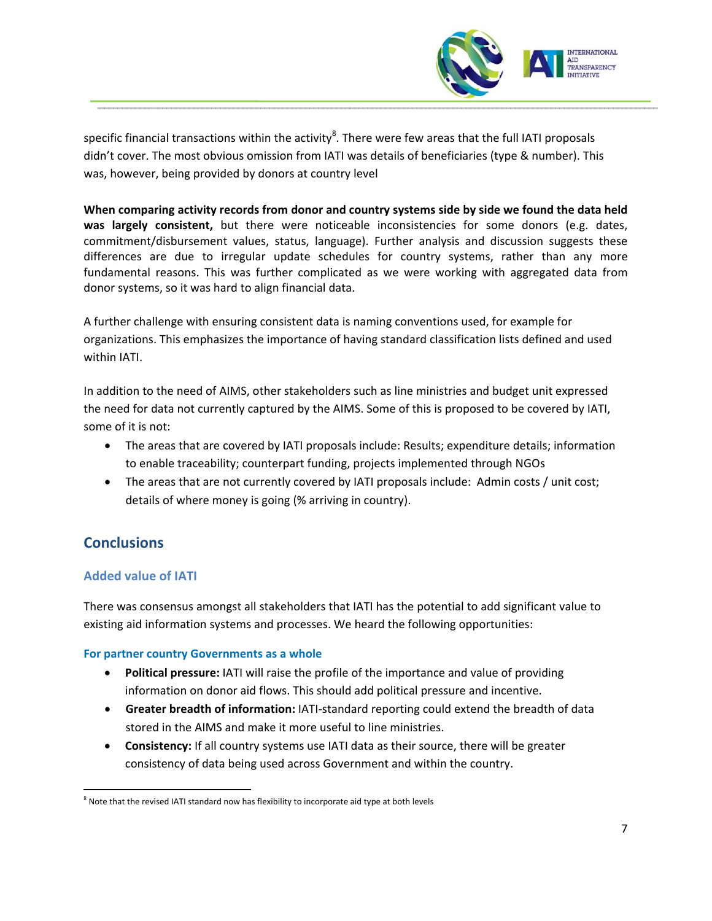specific financial transactions within the activity[8]. There were few areas that the full IATI proposals didn't cover. The most obvious omission from IATI was details of beneficiaries (type & number). This was, however, being provided by donors at country level

**When comparing activity records from donor and country systems side by side we found the data held was largely consistent,** but there were noticeable inconsistencies for some donors (e.g. dates, commitment/disbursement values, status, language). Further analysis and discussion suggests these differences are due to irregular update schedules for country systems, rather than any more fundamental reasons. This was further complicated as we were working with aggregated data from donor systems, so it was hard to align financial data.

A further challenge with ensuring consistent data is naming conventions used, for example for organizations. This emphasizes the importance of having standard classification lists defined and used within IATI.

In addition to the need of AIMS, other stakeholders such as line ministries and budget unit expressed the need for data not currently captured by the AIMS. Some of this is proposed to be covered by IATI, some of it is not:

- The areas that are covered by IATI proposals include: Results; expenditure details; information to enable traceability; counterpart funding, projects implemented through NGOs
- The areas that are not currently covered by IATI proposals include: Admin costs / unit cost; details of where money is going (% arriving in country).

## Conclusions

### Added value of IATI

There was consensus amongst all stakeholders that IATI has the potential to add significant value to existing aid information systems and processes. We heard the following opportunities:

#### For partner country Governments as a whole

- **Political pressure:** IATI will raise the profile of the importance and value of providing information on donor aid flows. This should add political pressure and incentive.
- **Greater breadth of information:** IATI-standard reporting could extend the breadth of data stored in the AIMS and make it more useful to line ministries.
- **Consistency:** If all country systems use IATI data as their source, there will be greater consistency of data being used across Government and within the country.

[8] Note that the revised IATI standard now has flexibility to incorporate aid type at both levels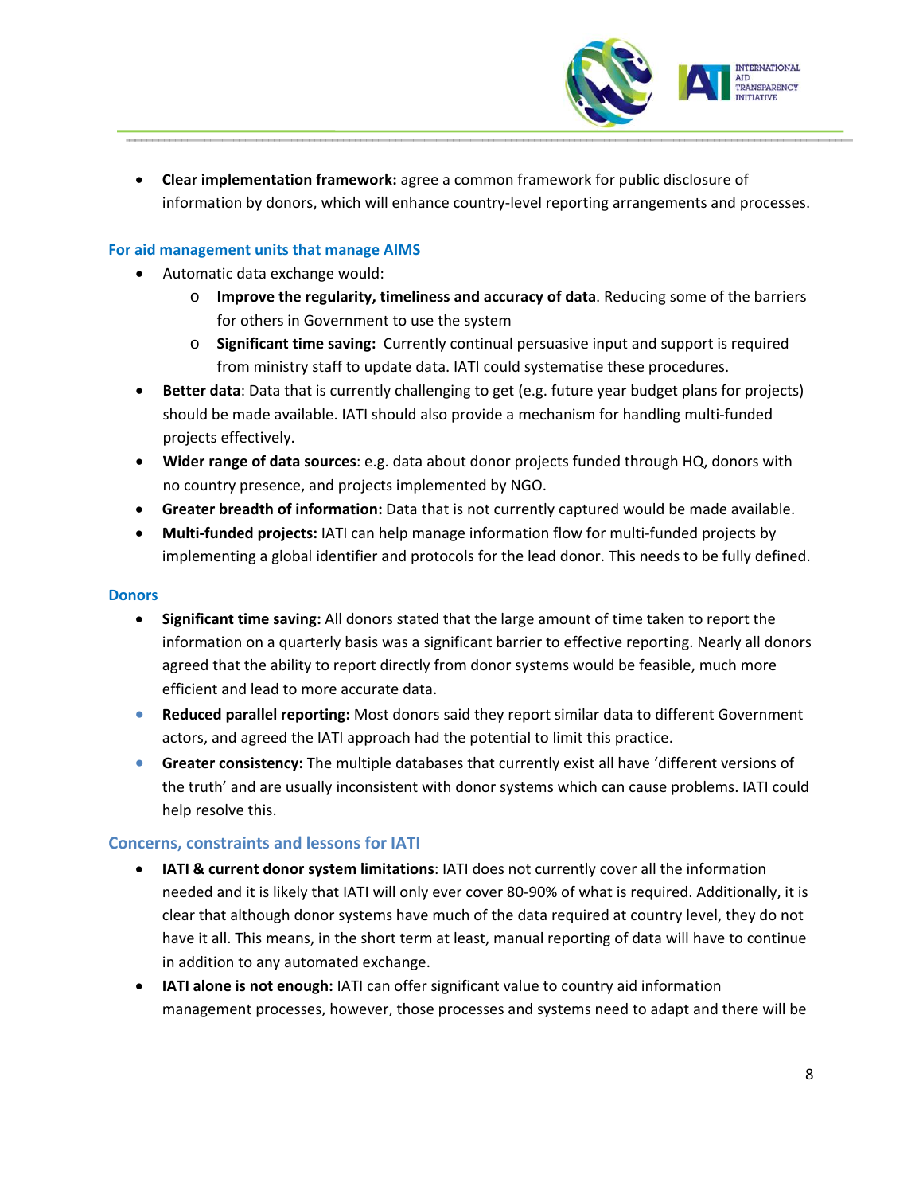- **Clear implementation framework:** agree a common framework for public disclosure of information by donors, which will enhance country-level reporting arrangements and processes.

### For aid management units that manage AIMS

- Automatic data exchange would:
  - **Improve the regularity, timeliness and accuracy of data**. Reducing some of the barriers for others in Government to use the system
  - **Significant time saving:** Currently continual persuasive input and support is required from ministry staff to update data. IATI could systematise these procedures.
- **Better data**: Data that is currently challenging to get (e.g. future year budget plans for projects) should be made available. IATI should also provide a mechanism for handling multi-funded projects effectively.
- **Wider range of data sources**: e.g. data about donor projects funded through HQ, donors with no country presence, and projects implemented by NGO.
- **Greater breadth of information:** Data that is not currently captured would be made available.
- **Multi-funded projects:** IATI can help manage information flow for multi-funded projects by implementing a global identifier and protocols for the lead donor. This needs to be fully defined.

### Donors

- **Significant time saving:** All donors stated that the large amount of time taken to report the information on a quarterly basis was a significant barrier to effective reporting. Nearly all donors agreed that the ability to report directly from donor systems would be feasible, much more efficient and lead to more accurate data.
- **Reduced parallel reporting:** Most donors said they report similar data to different Government actors, and agreed the IATI approach had the potential to limit this practice.
- **Greater consistency:** The multiple databases that currently exist all have 'different versions of the truth' and are usually inconsistent with donor systems which can cause problems. IATI could help resolve this.

## Concerns, constraints and lessons for IATI

- **IATI & current donor system limitations**: IATI does not currently cover all the information needed and it is likely that IATI will only ever cover 80-90% of what is required. Additionally, it is clear that although donor systems have much of the data required at country level, they do not have it all. This means, in the short term at least, manual reporting of data will have to continue in addition to any automated exchange.
- **IATI alone is not enough:** IATI can offer significant value to country aid information management processes, however, those processes and systems need to adapt and there will be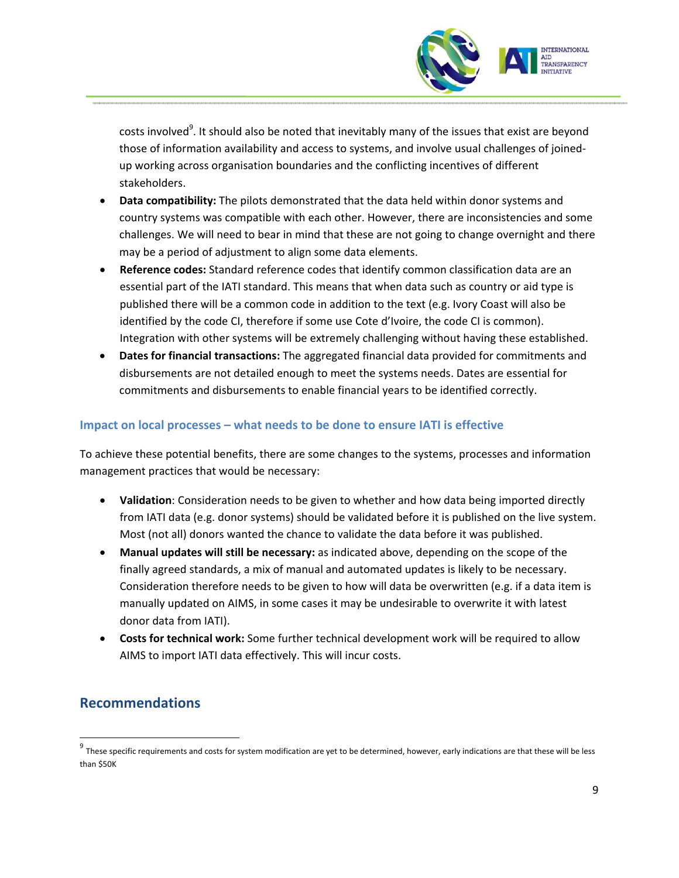costs involved[9]. It should also be noted that inevitably many of the issues that exist are beyond those of information availability and access to systems, and involve usual challenges of joined-up working across organisation boundaries and the conflicting incentives of different stakeholders.

- **Data compatibility:** The pilots demonstrated that the data held within donor systems and country systems was compatible with each other. However, there are inconsistencies and some challenges. We will need to bear in mind that these are not going to change overnight and there may be a period of adjustment to align some data elements.
- **Reference codes:** Standard reference codes that identify common classification data are an essential part of the IATI standard. This means that when data such as country or aid type is published there will be a common code in addition to the text (e.g. Ivory Coast will also be identified by the code CI, therefore if some use Cote d'Ivoire, the code CI is common). Integration with other systems will be extremely challenging without having these established.
- **Dates for financial transactions:** The aggregated financial data provided for commitments and disbursements are not detailed enough to meet the systems needs. Dates are essential for commitments and disbursements to enable financial years to be identified correctly.

### Impact on local processes – what needs to be done to ensure IATI is effective

To achieve these potential benefits, there are some changes to the systems, processes and information management practices that would be necessary:

- **Validation**: Consideration needs to be given to whether and how data being imported directly from IATI data (e.g. donor systems) should be validated before it is published on the live system. Most (not all) donors wanted the chance to validate the data before it was published.
- **Manual updates will still be necessary:** as indicated above, depending on the scope of the finally agreed standards, a mix of manual and automated updates is likely to be necessary. Consideration therefore needs to be given to how will data be overwritten (e.g. if a data item is manually updated on AIMS, in some cases it may be undesirable to overwrite it with latest donor data from IATI).
- **Costs for technical work:** Some further technical development work will be required to allow AIMS to import IATI data effectively. This will incur costs.

## Recommendations

[9] These specific requirements and costs for system modification are yet to be determined, however, early indications are that these will be less than $50K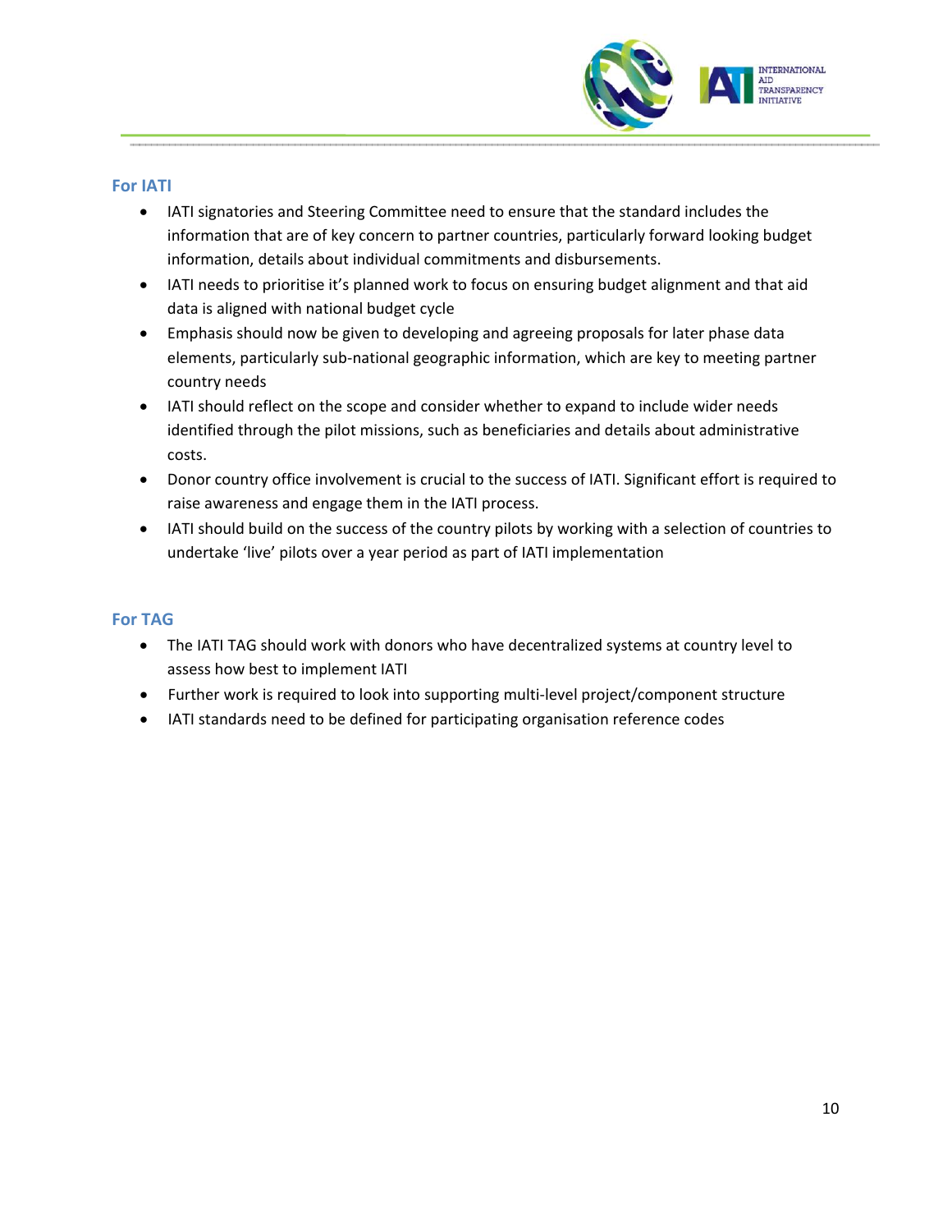### For IATI

- IATI signatories and Steering Committee need to ensure that the standard includes the information that are of key concern to partner countries, particularly forward looking budget information, details about individual commitments and disbursements.
- IATI needs to prioritise it's planned work to focus on ensuring budget alignment and that aid data is aligned with national budget cycle
- Emphasis should now be given to developing and agreeing proposals for later phase data elements, particularly sub-national geographic information, which are key to meeting partner country needs
- IATI should reflect on the scope and consider whether to expand to include wider needs identified through the pilot missions, such as beneficiaries and details about administrative costs.
- Donor country office involvement is crucial to the success of IATI. Significant effort is required to raise awareness and engage them in the IATI process.
- IATI should build on the success of the country pilots by working with a selection of countries to undertake 'live' pilots over a year period as part of IATI implementation

### For TAG

- The IATI TAG should work with donors who have decentralized systems at country level to assess how best to implement IATI
- Further work is required to look into supporting multi-level project/component structure
- IATI standards need to be defined for participating organisation reference codes